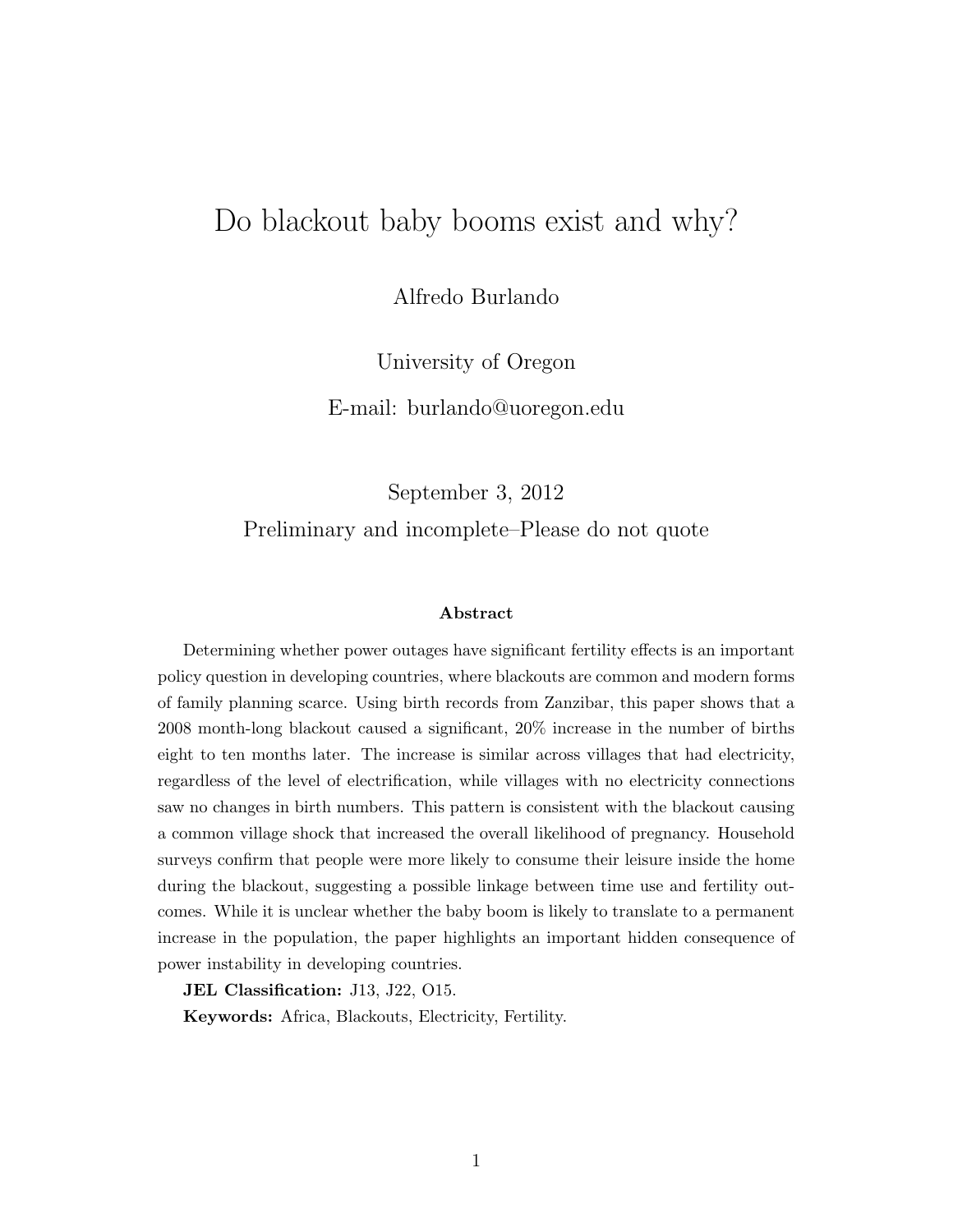# Do blackout baby booms exist and why?

Alfredo Burlando

University of Oregon

E-mail: burlando@uoregon.edu

September 3, 2012

Preliminary and incomplete–Please do not quote

### Abstract

Determining whether power outages have significant fertility effects is an important policy question in developing countries, where blackouts are common and modern forms of family planning scarce. Using birth records from Zanzibar, this paper shows that a 2008 month-long blackout caused a significant, 20% increase in the number of births eight to ten months later. The increase is similar across villages that had electricity, regardless of the level of electrification, while villages with no electricity connections saw no changes in birth numbers. This pattern is consistent with the blackout causing a common village shock that increased the overall likelihood of pregnancy. Household surveys confirm that people were more likely to consume their leisure inside the home during the blackout, suggesting a possible linkage between time use and fertility outcomes. While it is unclear whether the baby boom is likely to translate to a permanent increase in the population, the paper highlights an important hidden consequence of power instability in developing countries.

**JEL Classification:** J13, J22, O15.

**Keywords:** Africa, Blackouts, Electricity, Fertility.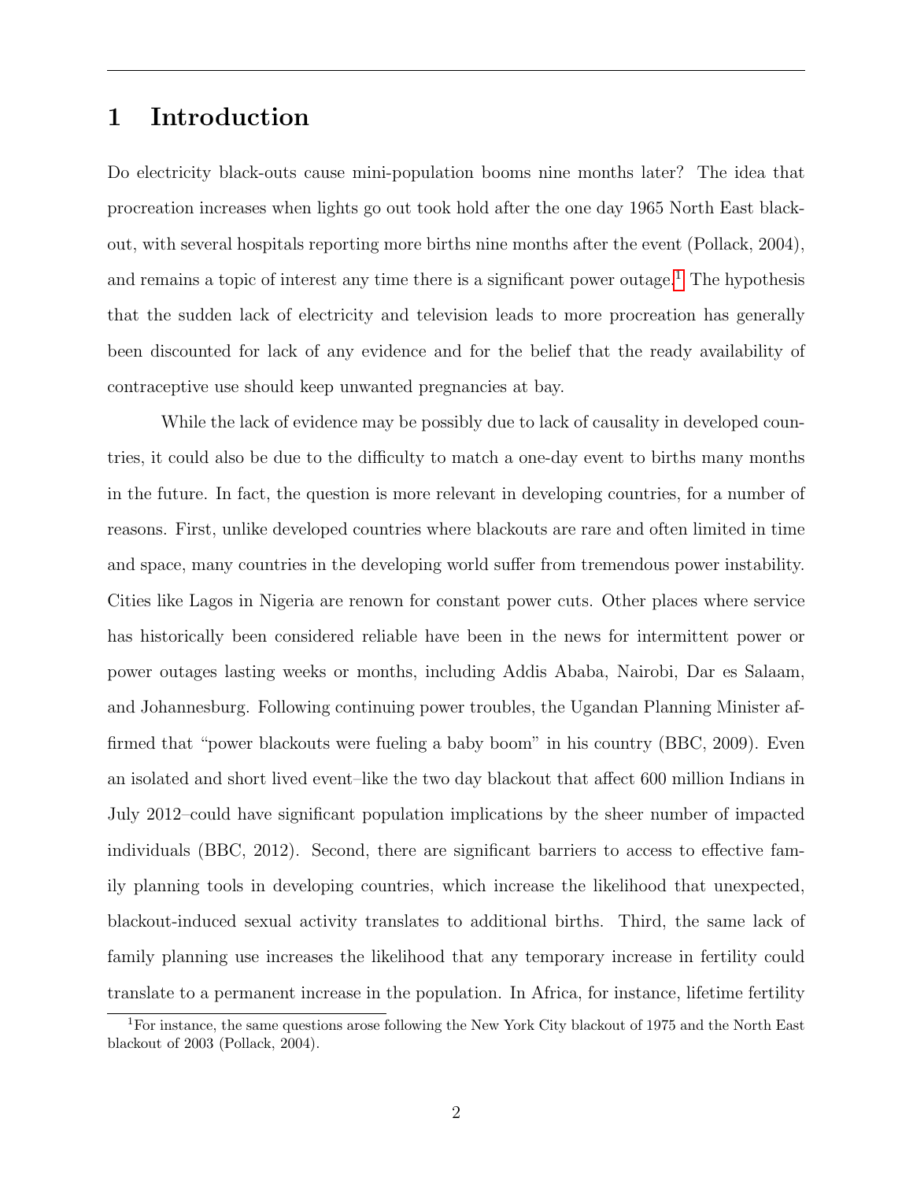# 1 Introduction

Do electricity black-outs cause mini-population booms nine months later? The idea that procreation increases when lights go out took hold after the one day 1965 North East black-out, with several hospitals reporting more births nine months after the event (Pollack, 2004), and remains a topic of interest any time there is a significant power outage.[1] The hypothesis that the sudden lack of electricity and television leads to more procreation has generally been discounted for lack of any evidence and for the belief that the ready availability of contraceptive use should keep unwanted pregnancies at bay.

While the lack of evidence may be possibly due to lack of causality in developed countries, it could also be due to the difficulty to match a one-day event to births many months in the future. In fact, the question is more relevant in developing countries, for a number of reasons. First, unlike developed countries where blackouts are rare and often limited in time and space, many countries in the developing world suffer from tremendous power instability. Cities like Lagos in Nigeria are renown for constant power cuts. Other places where service has historically been considered reliable have been in the news for intermittent power or power outages lasting weeks or months, including Addis Ababa, Nairobi, Dar es Salaam, and Johannesburg. Following continuing power troubles, the Ugandan Planning Minister affirmed that "power blackouts were fueling a baby boom" in his country (BBC, 2009). Even an isolated and short lived event–like the two day blackout that affect 600 million Indians in July 2012–could have significant population implications by the sheer number of impacted individuals (BBC, 2012). Second, there are significant barriers to access to effective family planning tools in developing countries, which increase the likelihood that unexpected, blackout-induced sexual activity translates to additional births. Third, the same lack of family planning use increases the likelihood that any temporary increase in fertility could translate to a permanent increase in the population. In Africa, for instance, lifetime fertility

[1] For instance, the same questions arose following the New York City blackout of 1975 and the North East blackout of 2003 (Pollack, 2004).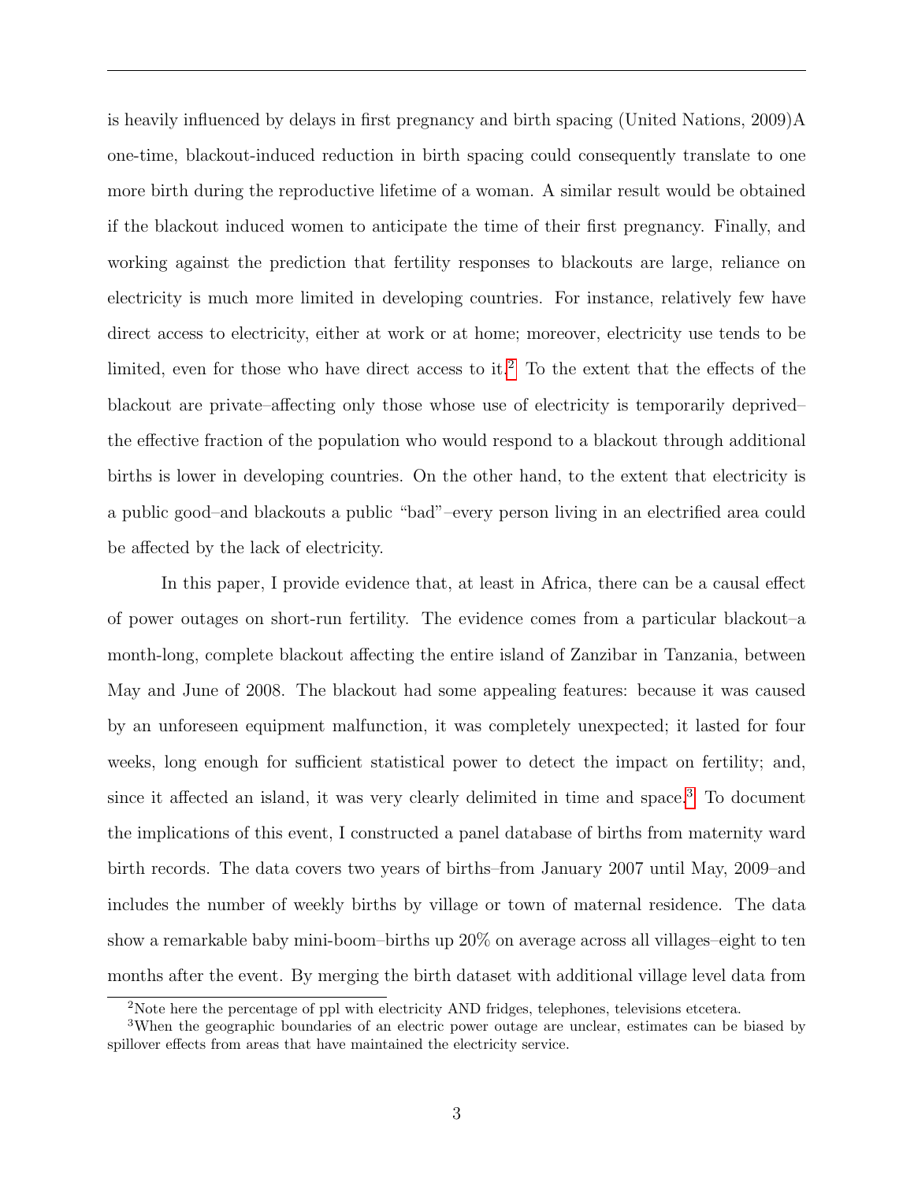is heavily influenced by delays in first pregnancy and birth spacing (United Nations, 2009)A one-time, blackout-induced reduction in birth spacing could consequently translate to one more birth during the reproductive lifetime of a woman. A similar result would be obtained if the blackout induced women to anticipate the time of their first pregnancy. Finally, and working against the prediction that fertility responses to blackouts are large, reliance on electricity is much more limited in developing countries. For instance, relatively few have direct access to electricity, either at work or at home; moreover, electricity use tends to be limited, even for those who have direct access to it.[2] To the extent that the effects of the blackout are private–affecting only those whose use of electricity is temporarily deprived– the effective fraction of the population who would respond to a blackout through additional births is lower in developing countries. On the other hand, to the extent that electricity is a public good–and blackouts a public "bad"–every person living in an electrified area could be affected by the lack of electricity.

In this paper, I provide evidence that, at least in Africa, there can be a causal effect of power outages on short-run fertility. The evidence comes from a particular blackout–a month-long, complete blackout affecting the entire island of Zanzibar in Tanzania, between May and June of 2008. The blackout had some appealing features: because it was caused by an unforeseen equipment malfunction, it was completely unexpected; it lasted for four weeks, long enough for sufficient statistical power to detect the impact on fertility; and, since it affected an island, it was very clearly delimited in time and space.[3] To document the implications of this event, I constructed a panel database of births from maternity ward birth records. The data covers two years of births–from January 2007 until May, 2009–and includes the number of weekly births by village or town of maternal residence. The data show a remarkable baby mini-boom–births up 20% on average across all villages–eight to ten months after the event. By merging the birth dataset with additional village level data from

[2]Note here the percentage of ppl with electricity AND fridges, telephones, televisions etcetera.

[3]When the geographic boundaries of an electric power outage are unclear, estimates can be biased by spillover effects from areas that have maintained the electricity service.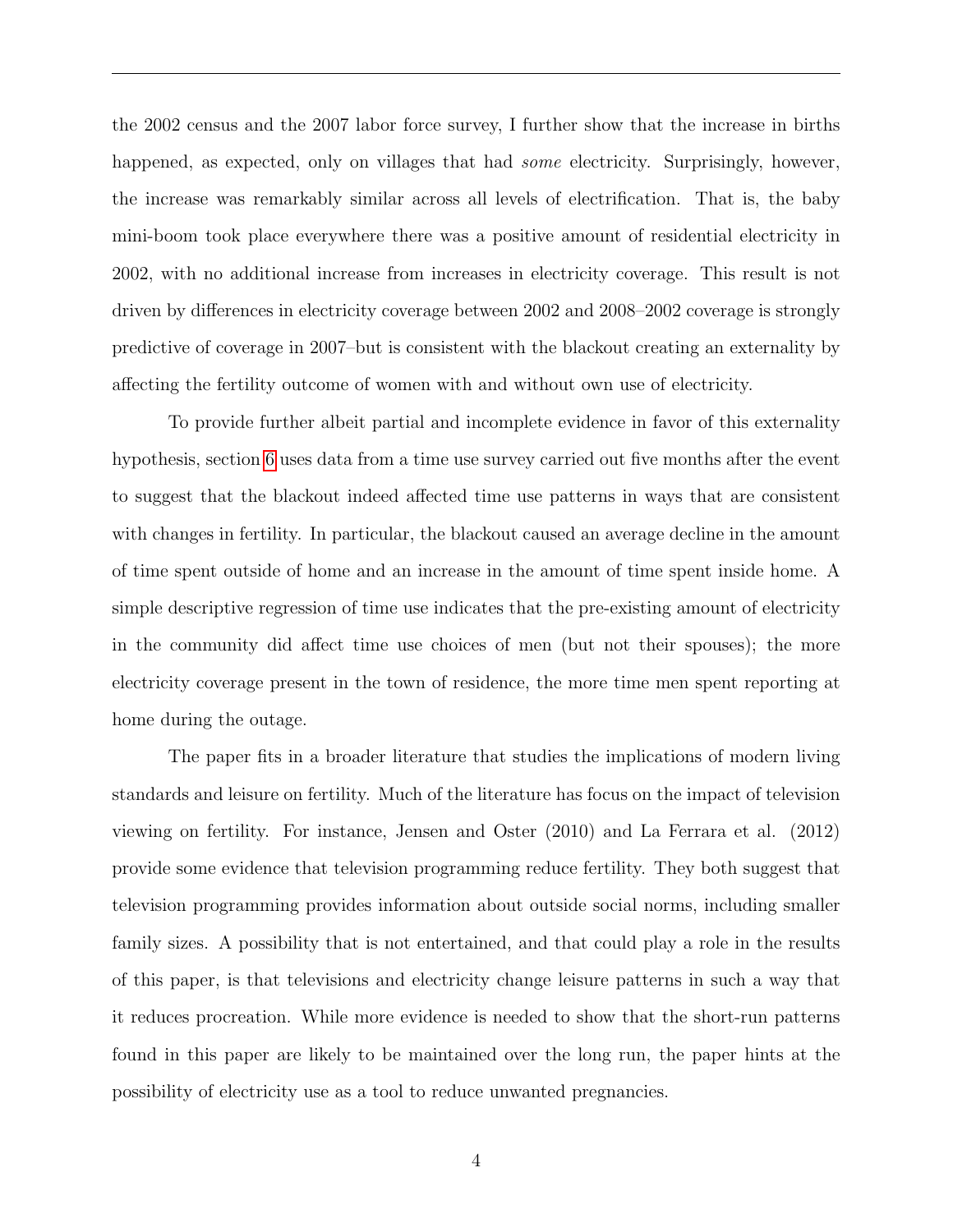the 2002 census and the 2007 labor force survey, I further show that the increase in births happened, as expected, only on villages that had *some* electricity. Surprisingly, however, the increase was remarkably similar across all levels of electrification. That is, the baby mini-boom took place everywhere there was a positive amount of residential electricity in 2002, with no additional increase from increases in electricity coverage. This result is not driven by differences in electricity coverage between 2002 and 2008–2002 coverage is strongly predictive of coverage in 2007–but is consistent with the blackout creating an externality by affecting the fertility outcome of women with and without own use of electricity.

To provide further albeit partial and incomplete evidence in favor of this externality hypothesis, section 6 uses data from a time use survey carried out five months after the event to suggest that the blackout indeed affected time use patterns in ways that are consistent with changes in fertility. In particular, the blackout caused an average decline in the amount of time spent outside of home and an increase in the amount of time spent inside home. A simple descriptive regression of time use indicates that the pre-existing amount of electricity in the community did affect time use choices of men (but not their spouses); the more electricity coverage present in the town of residence, the more time men spent reporting at home during the outage.

The paper fits in a broader literature that studies the implications of modern living standards and leisure on fertility. Much of the literature has focus on the impact of television viewing on fertility. For instance, Jensen and Oster (2010) and La Ferrara et al. (2012) provide some evidence that television programming reduce fertility. They both suggest that television programming provides information about outside social norms, including smaller family sizes. A possibility that is not entertained, and that could play a role in the results of this paper, is that televisions and electricity change leisure patterns in such a way that it reduces procreation. While more evidence is needed to show that the short-run patterns found in this paper are likely to be maintained over the long run, the paper hints at the possibility of electricity use as a tool to reduce unwanted pregnancies.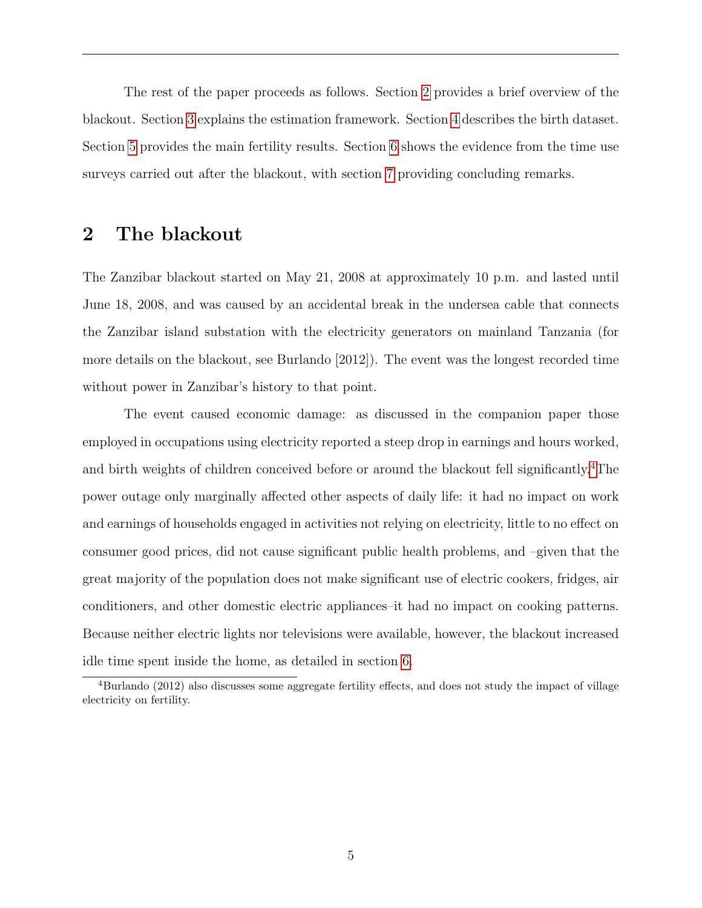The rest of the paper proceeds as follows. Section 2 provides a brief overview of the blackout. Section 3 explains the estimation framework. Section 4 describes the birth dataset. Section 5 provides the main fertility results. Section 6 shows the evidence from the time use surveys carried out after the blackout, with section 7 providing concluding remarks.

## 2 The blackout

The Zanzibar blackout started on May 21, 2008 at approximately 10 p.m. and lasted until June 18, 2008, and was caused by an accidental break in the undersea cable that connects the Zanzibar island substation with the electricity generators on mainland Tanzania (for more details on the blackout, see Burlando [2012]). The event was the longest recorded time without power in Zanzibar's history to that point.

The event caused economic damage: as discussed in the companion paper those employed in occupations using electricity reported a steep drop in earnings and hours worked, and birth weights of children conceived before or around the blackout fell significantly.[4] The power outage only marginally affected other aspects of daily life: it had no impact on work and earnings of households engaged in activities not relying on electricity, little to no effect on consumer good prices, did not cause significant public health problems, and –given that the great majority of the population does not make significant use of electric cookers, fridges, air conditioners, and other domestic electric appliances–it had no impact on cooking patterns. Because neither electric lights nor televisions were available, however, the blackout increased idle time spent inside the home, as detailed in section 6.

[4] Burlando (2012) also discusses some aggregate fertility effects, and does not study the impact of village electricity on fertility.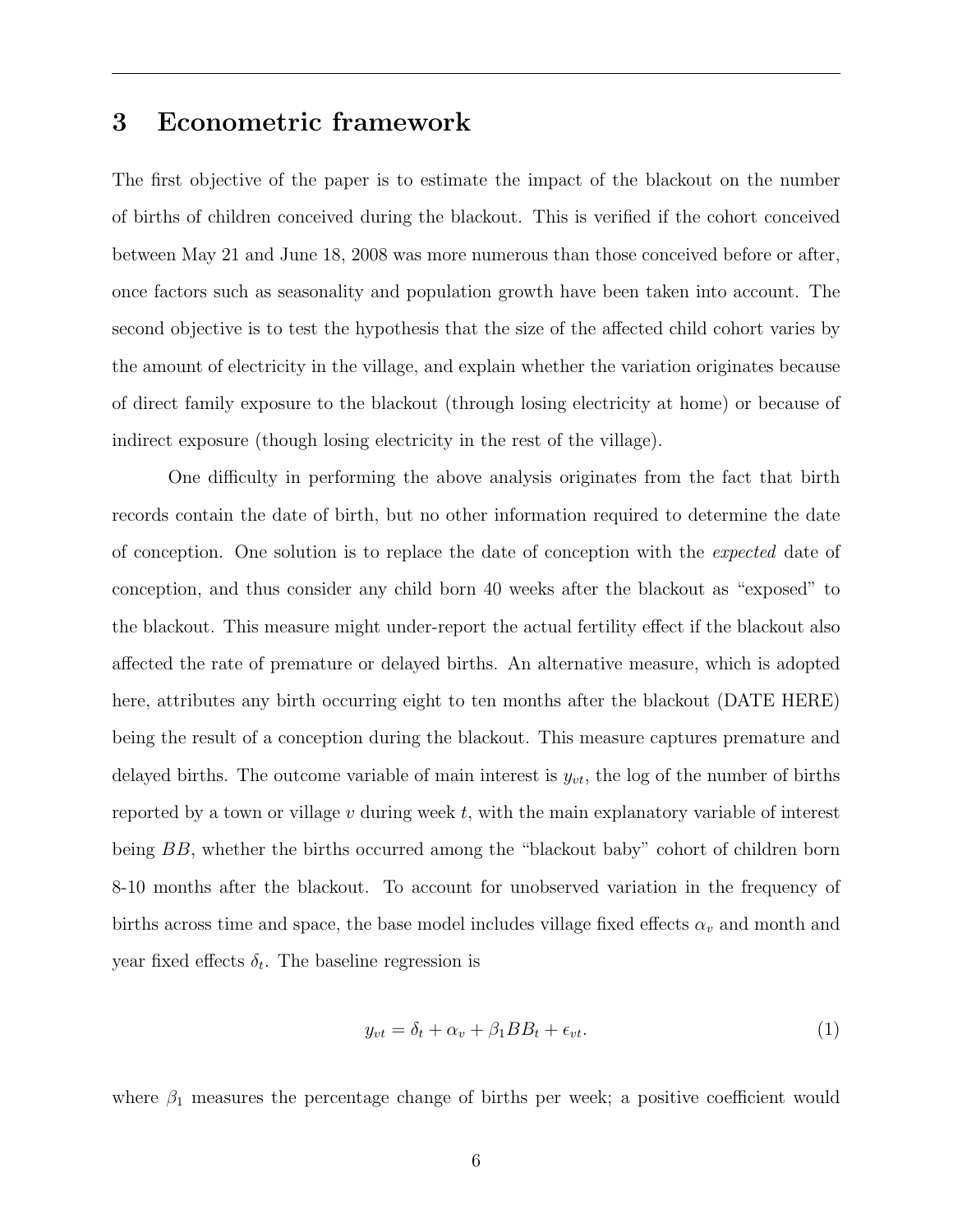## 3 Econometric framework

The first objective of the paper is to estimate the impact of the blackout on the number of births of children conceived during the blackout. This is verified if the cohort conceived between May 21 and June 18, 2008 was more numerous than those conceived before or after, once factors such as seasonality and population growth have been taken into account. The second objective is to test the hypothesis that the size of the affected child cohort varies by the amount of electricity in the village, and explain whether the variation originates because of direct family exposure to the blackout (through losing electricity at home) or because of indirect exposure (though losing electricity in the rest of the village).

One difficulty in performing the above analysis originates from the fact that birth records contain the date of birth, but no other information required to determine the date of conception. One solution is to replace the date of conception with the *expected* date of conception, and thus consider any child born 40 weeks after the blackout as "exposed" to the blackout. This measure might under-report the actual fertility effect if the blackout also affected the rate of premature or delayed births. An alternative measure, which is adopted here, attributes any birth occurring eight to ten months after the blackout (DATE HERE) being the result of a conception during the blackout. This measure captures premature and delayed births. The outcome variable of main interest is $y_{vt}$, the log of the number of births reported by a town or village $v$ during week $t$, with the main explanatory variable of interest being $BB$, whether the births occurred among the "blackout baby" cohort of children born 8-10 months after the blackout. To account for unobserved variation in the frequency of births across time and space, the base model includes village fixed effects $\alpha_v$ and month and year fixed effects $\delta_t$. The baseline regression is

$$y_{vt} = \delta_t + \alpha_v + \beta_1 BB_t + \epsilon_{vt}. \tag{1}$$

where $\beta_1$ measures the percentage change of births per week; a positive coefficient would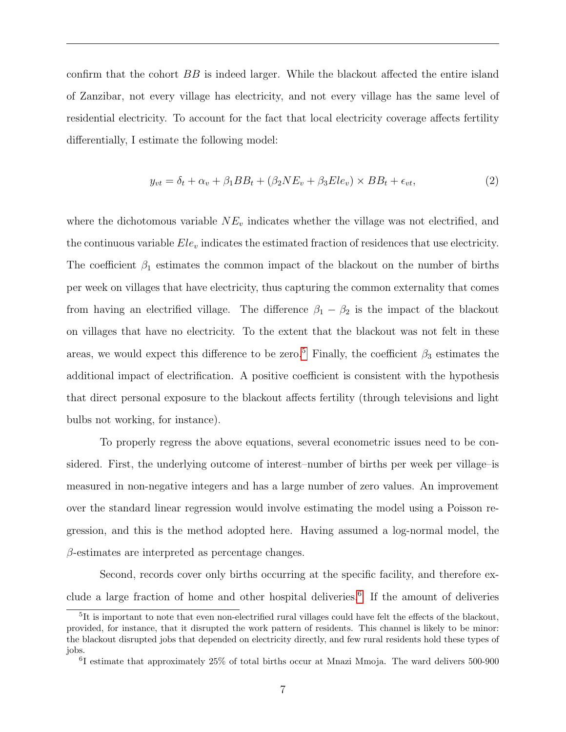confirm that the cohort $BB$ is indeed larger. While the blackout affected the entire island of Zanzibar, not every village has electricity, and not every village has the same level of residential electricity. To account for the fact that local electricity coverage affects fertility differentially, I estimate the following model:

$$y_{vt} = \delta_t + \alpha_v + \beta_1 BB_t + (\beta_2 NE_v + \beta_3 Ele_v) \times BB_t + \epsilon_{vt}, \tag{2}$$

where the dichotomous variable $NE_v$ indicates whether the village was not electrified, and the continuous variable $Ele_v$ indicates the estimated fraction of residences that use electricity. The coefficient $\beta_1$ estimates the common impact of the blackout on the number of births per week on villages that have electricity, thus capturing the common externality that comes from having an electrified village. The difference $\beta_1 - \beta_2$ is the impact of the blackout on villages that have no electricity. To the extent that the blackout was not felt in these areas, we would expect this difference to be zero.[5] Finally, the coefficient $\beta_3$ estimates the additional impact of electrification. A positive coefficient is consistent with the hypothesis that direct personal exposure to the blackout affects fertility (through televisions and light bulbs not working, for instance).

To properly regress the above equations, several econometric issues need to be considered. First, the underlying outcome of interest–number of births per week per village–is measured in non-negative integers and has a large number of zero values. An improvement over the standard linear regression would involve estimating the model using a Poisson regression, and this is the method adopted here. Having assumed a log-normal model, the $\beta$-estimates are interpreted as percentage changes.

Second, records cover only births occurring at the specific facility, and therefore exclude a large fraction of home and other hospital deliveries.[6] If the amount of deliveries

[5] It is important to note that even non-electrified rural villages could have felt the effects of the blackout, provided, for instance, that it disrupted the work pattern of residents. This channel is likely to be minor: the blackout disrupted jobs that depended on electricity directly, and few rural residents hold these types of jobs.

[6] I estimate that approximately 25% of total births occur at Mnazi Mmoja. The ward delivers 500-900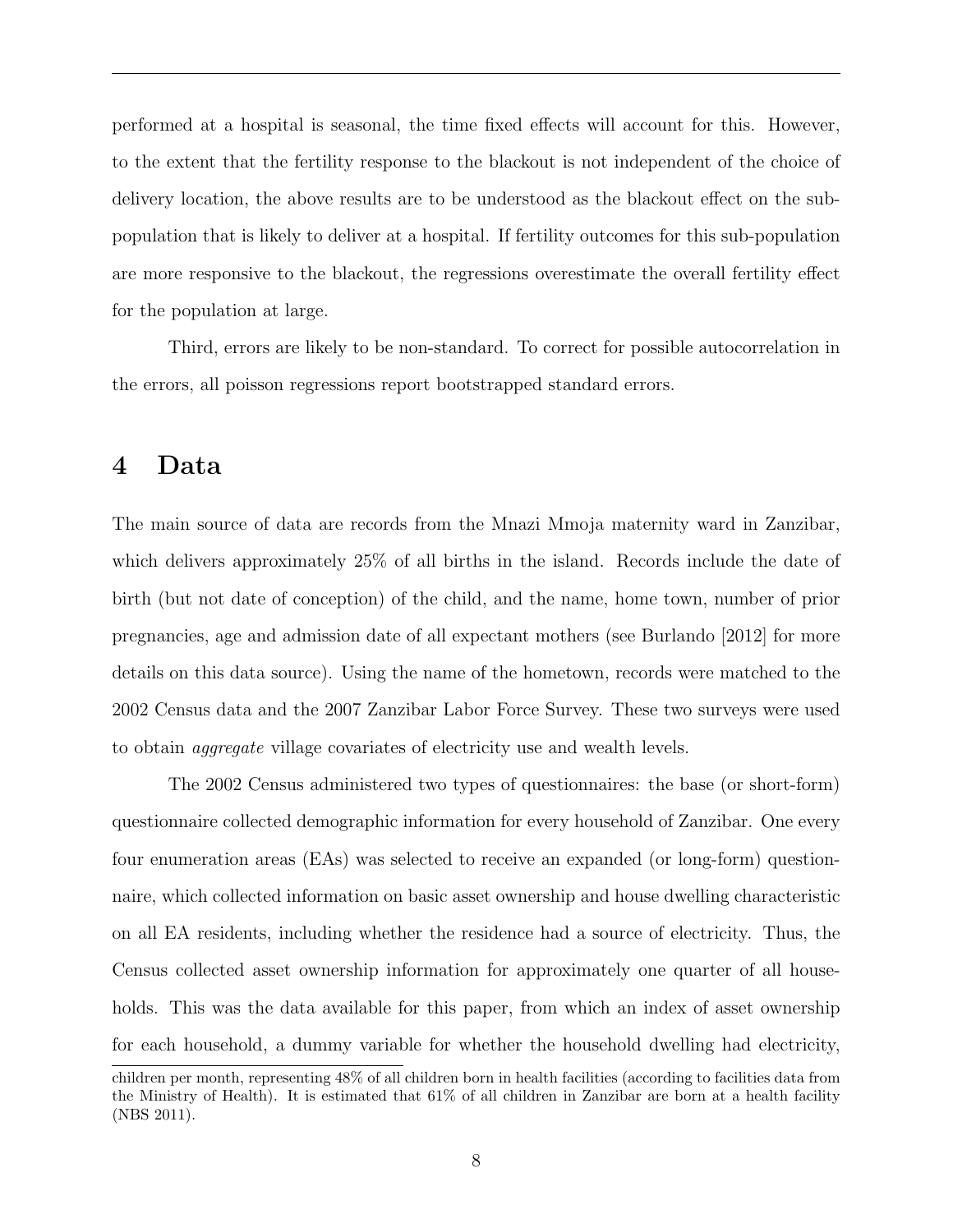performed at a hospital is seasonal, the time fixed effects will account for this. However, to the extent that the fertility response to the blackout is not independent of the choice of delivery location, the above results are to be understood as the blackout effect on the sub-population that is likely to deliver at a hospital. If fertility outcomes for this sub-population are more responsive to the blackout, the regressions overestimate the overall fertility effect for the population at large.

Third, errors are likely to be non-standard. To correct for possible autocorrelation in the errors, all poisson regressions report bootstrapped standard errors.

# 4 Data

The main source of data are records from the Mnazi Mmoja maternity ward in Zanzibar, which delivers approximately 25% of all births in the island. Records include the date of birth (but not date of conception) of the child, and the name, home town, number of prior pregnancies, age and admission date of all expectant mothers (see Burlando [2012] for more details on this data source). Using the name of the hometown, records were matched to the 2002 Census data and the 2007 Zanzibar Labor Force Survey. These two surveys were used to obtain *aggregate* village covariates of electricity use and wealth levels.

The 2002 Census administered two types of questionnaires: the base (or short-form) questionnaire collected demographic information for every household of Zanzibar. One every four enumeration areas (EAs) was selected to receive an expanded (or long-form) questionnaire, which collected information on basic asset ownership and house dwelling characteristic on all EA residents, including whether the residence had a source of electricity. Thus, the Census collected asset ownership information for approximately one quarter of all households. This was the data available for this paper, from which an index of asset ownership for each household, a dummy variable for whether the household dwelling had electricity,

children per month, representing 48% of all children born in health facilities (according to facilities data from the Ministry of Health). It is estimated that 61% of all children in Zanzibar are born at a health facility (NBS 2011).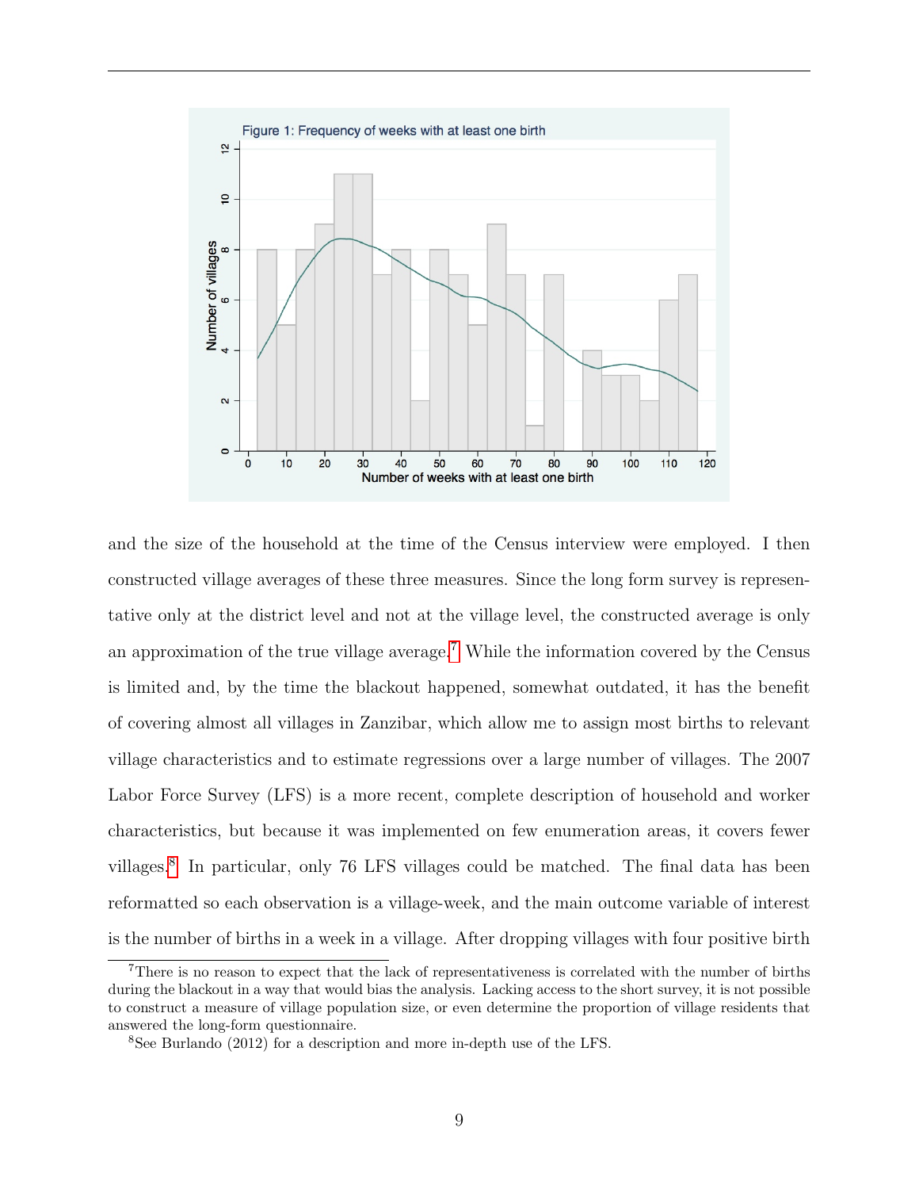Figure 1: Frequency of weeks with at least one birth

and the size of the household at the time of the Census interview were employed. I then constructed village averages of these three measures. Since the long form survey is representative only at the district level and not at the village level, the constructed average is only an approximation of the true village average.[7] While the information covered by the Census is limited and, by the time the blackout happened, somewhat outdated, it has the benefit of covering almost all villages in Zanzibar, which allow me to assign most births to relevant village characteristics and to estimate regressions over a large number of villages. The 2007 Labor Force Survey (LFS) is a more recent, complete description of household and worker characteristics, but because it was implemented on few enumeration areas, it covers fewer villages.[8] In particular, only 76 LFS villages could be matched. The final data has been reformatted so each observation is a village-week, and the main outcome variable of interest is the number of births in a week in a village. After dropping villages with four positive birth

[7] There is no reason to expect that the lack of representativeness is correlated with the number of births during the blackout in a way that would bias the analysis. Lacking access to the short survey, it is not possible to construct a measure of village population size, or even determine the proportion of village residents that answered the long-form questionnaire.

[8] See Burlando (2012) for a description and more in-depth use of the LFS.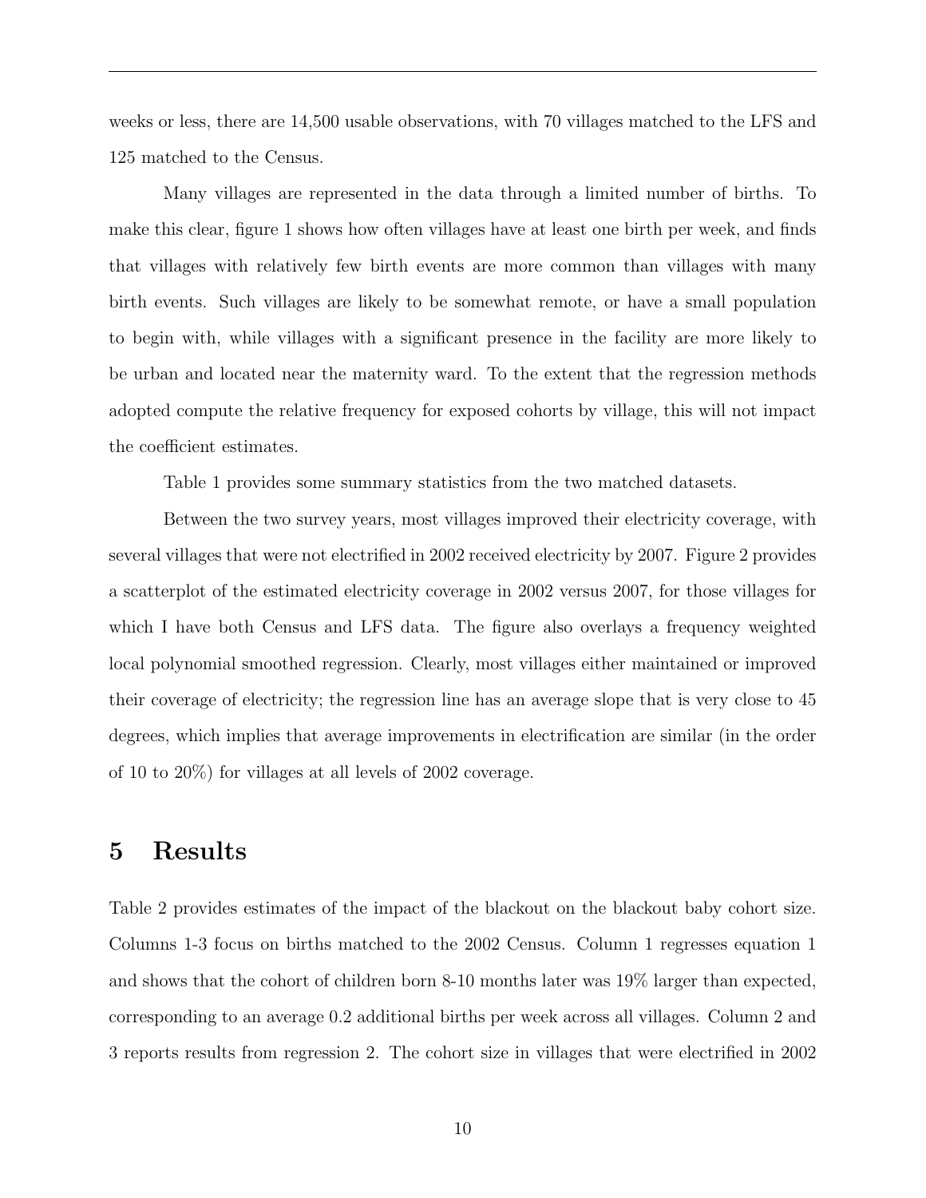weeks or less, there are 14,500 usable observations, with 70 villages matched to the LFS and 125 matched to the Census.

Many villages are represented in the data through a limited number of births. To make this clear, figure 1 shows how often villages have at least one birth per week, and finds that villages with relatively few birth events are more common than villages with many birth events. Such villages are likely to be somewhat remote, or have a small population to begin with, while villages with a significant presence in the facility are more likely to be urban and located near the maternity ward. To the extent that the regression methods adopted compute the relative frequency for exposed cohorts by village, this will not impact the coefficient estimates.

Table 1 provides some summary statistics from the two matched datasets.

Between the two survey years, most villages improved their electricity coverage, with several villages that were not electrified in 2002 received electricity by 2007. Figure 2 provides a scatterplot of the estimated electricity coverage in 2002 versus 2007, for those villages for which I have both Census and LFS data. The figure also overlays a frequency weighted local polynomial smoothed regression. Clearly, most villages either maintained or improved their coverage of electricity; the regression line has an average slope that is very close to 45 degrees, which implies that average improvements in electrification are similar (in the order of 10 to 20%) for villages at all levels of 2002 coverage.

# 5 Results

Table 2 provides estimates of the impact of the blackout on the blackout baby cohort size. Columns 1-3 focus on births matched to the 2002 Census. Column 1 regresses equation 1 and shows that the cohort of children born 8-10 months later was 19% larger than expected, corresponding to an average 0.2 additional births per week across all villages. Column 2 and 3 reports results from regression 2. The cohort size in villages that were electrified in 2002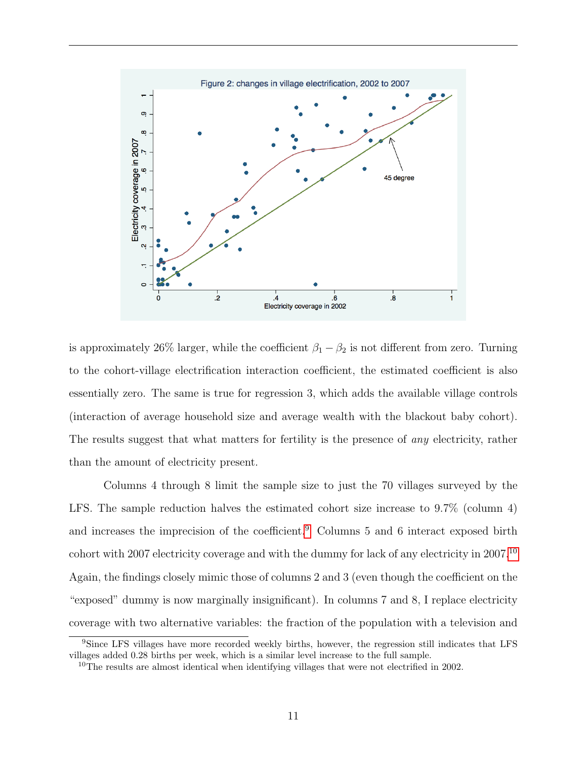Figure 2: changes in village electrification, 2002 to 2007

is approximately 26% larger, while the coefficient $\beta_1 - \beta_2$ is not different from zero. Turning to the cohort-village electrification interaction coefficient, the estimated coefficient is also essentially zero. The same is true for regression 3, which adds the available village controls (interaction of average household size and average wealth with the blackout baby cohort). The results suggest that what matters for fertility is the presence of *any* electricity, rather than the amount of electricity present.

Columns 4 through 8 limit the sample size to just the 70 villages surveyed by the LFS. The sample reduction halves the estimated cohort size increase to 9.7% (column 4) and increases the imprecision of the coefficient.[9] Columns 5 and 6 interact exposed birth cohort with 2007 electricity coverage and with the dummy for lack of any electricity in 2007.[10] Again, the findings closely mimic those of columns 2 and 3 (even though the coefficient on the "exposed" dummy is now marginally insignificant). In columns 7 and 8, I replace electricity coverage with two alternative variables: the fraction of the population with a television and

[9] Since LFS villages have more recorded weekly births, however, the regression still indicates that LFS villages added 0.28 births per week, which is a similar level increase to the full sample.

[10] The results are almost identical when identifying villages that were not electrified in 2002.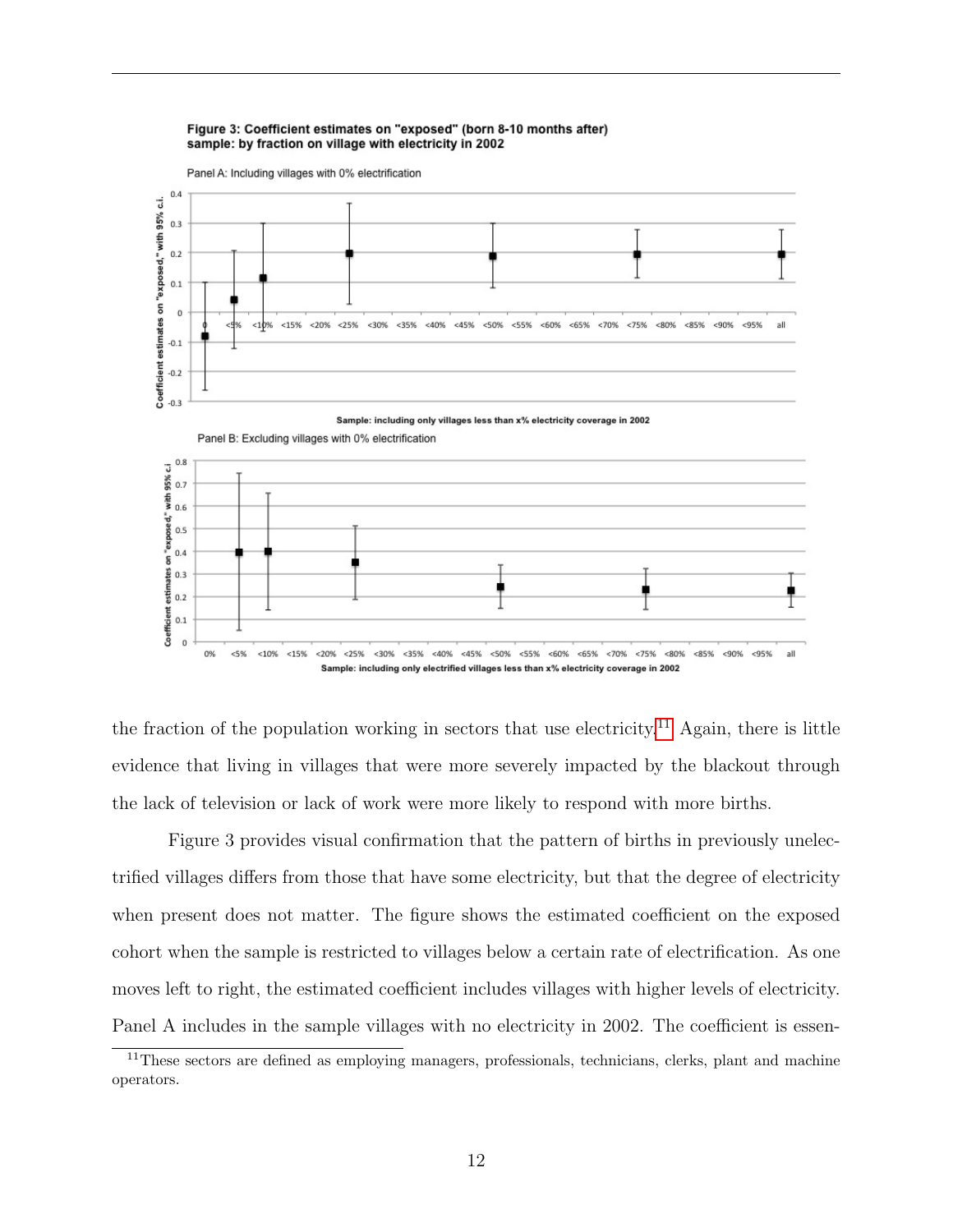**Figure 3: Coefficient estimates on "exposed" (born 8-10 months after) sample: by fraction on village with electricity in 2002**

Panel A: Including villages with 0% electrification

Sample: including only villages less than x% electricity coverage in 2002

Panel B: Excluding villages with 0% electrification

Sample: including only electrified villages less than x% electricity coverage in 2002

the fraction of the population working in sectors that use electricity.[11] Again, there is little evidence that living in villages that were more severely impacted by the blackout through the lack of television or lack of work were more likely to respond with more births.

Figure 3 provides visual confirmation that the pattern of births in previously unelectrified villages differs from those that have some electricity, but that the degree of electricity when present does not matter. The figure shows the estimated coefficient on the exposed cohort when the sample is restricted to villages below a certain rate of electrification. As one moves left to right, the estimated coefficient includes villages with higher levels of electricity. Panel A includes in the sample villages with no electricity in 2002. The coefficient is essen-

[11] These sectors are defined as employing managers, professionals, technicians, clerks, plant and machine operators.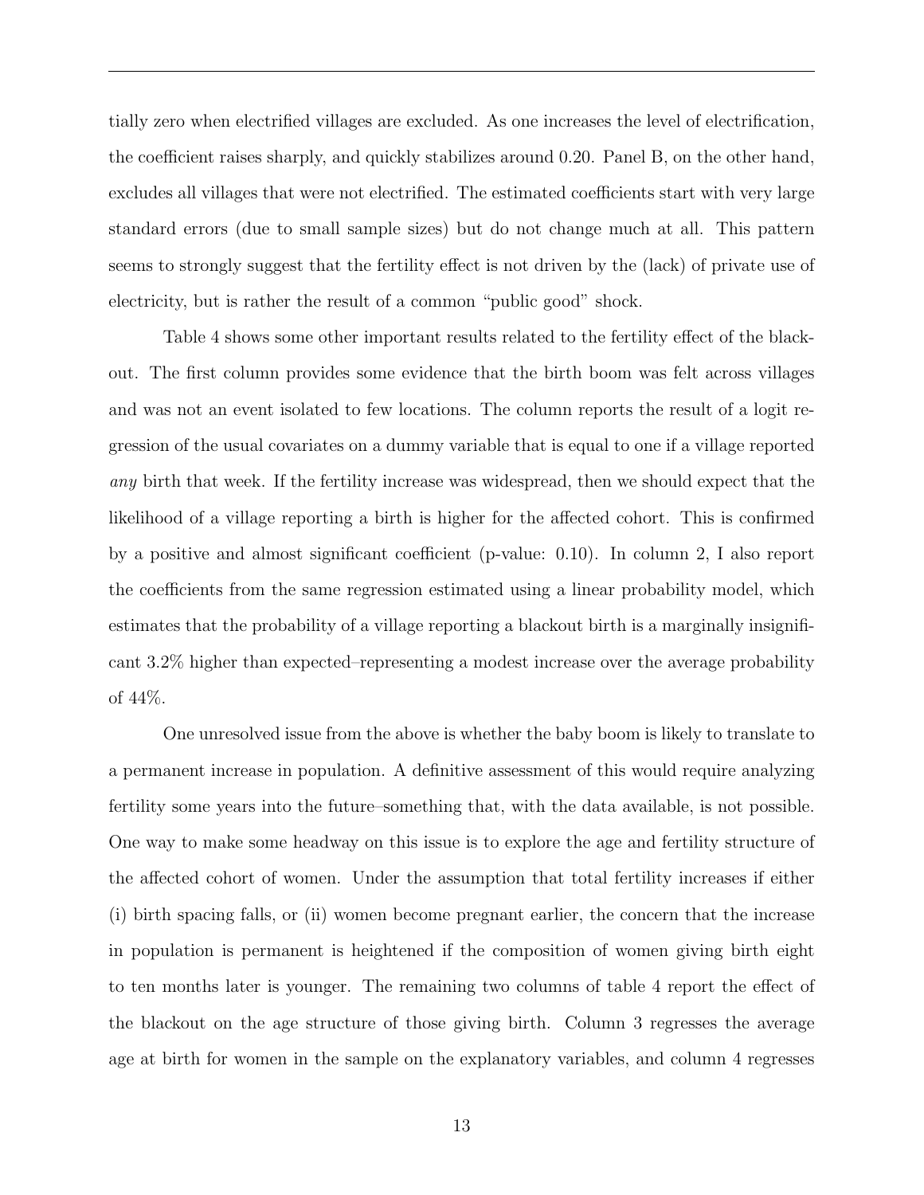tially zero when electrified villages are excluded. As one increases the level of electrification, the coefficient raises sharply, and quickly stabilizes around 0.20. Panel B, on the other hand, excludes all villages that were not electrified. The estimated coefficients start with very large standard errors (due to small sample sizes) but do not change much at all. This pattern seems to strongly suggest that the fertility effect is not driven by the (lack) of private use of electricity, but is rather the result of a common "public good" shock.

Table 4 shows some other important results related to the fertility effect of the blackout. The first column provides some evidence that the birth boom was felt across villages and was not an event isolated to few locations. The column reports the result of a logit regression of the usual covariates on a dummy variable that is equal to one if a village reported *any* birth that week. If the fertility increase was widespread, then we should expect that the likelihood of a village reporting a birth is higher for the affected cohort. This is confirmed by a positive and almost significant coefficient (p-value: 0.10). In column 2, I also report the coefficients from the same regression estimated using a linear probability model, which estimates that the probability of a village reporting a blackout birth is a marginally insignificant 3.2% higher than expected–representing a modest increase over the average probability of 44%.

One unresolved issue from the above is whether the baby boom is likely to translate to a permanent increase in population. A definitive assessment of this would require analyzing fertility some years into the future–something that, with the data available, is not possible. One way to make some headway on this issue is to explore the age and fertility structure of the affected cohort of women. Under the assumption that total fertility increases if either (i) birth spacing falls, or (ii) women become pregnant earlier, the concern that the increase in population is permanent is heightened if the composition of women giving birth eight to ten months later is younger. The remaining two columns of table 4 report the effect of the blackout on the age structure of those giving birth. Column 3 regresses the average age at birth for women in the sample on the explanatory variables, and column 4 regresses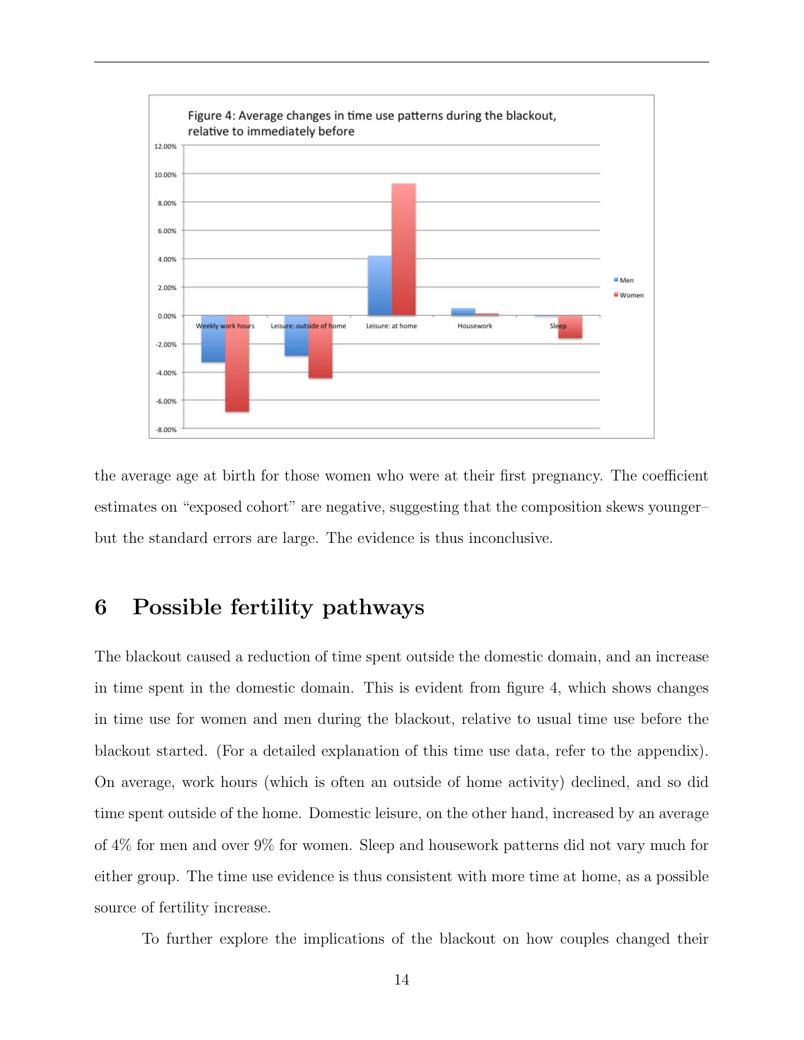Figure 4: Average changes in time use patterns during the blackout, relative to immediately before

the average age at birth for those women who were at their first pregnancy. The coefficient estimates on "exposed cohort" are negative, suggesting that the composition skews younger–but the standard errors are large. The evidence is thus inconclusive.

## 6 Possible fertility pathways

The blackout caused a reduction of time spent outside the domestic domain, and an increase in time spent in the domestic domain. This is evident from figure 4, which shows changes in time use for women and men during the blackout, relative to usual time use before the blackout started. (For a detailed explanation of this time use data, refer to the appendix). On average, work hours (which is often an outside of home activity) declined, and so did time spent outside of the home. Domestic leisure, on the other hand, increased by an average of 4% for men and over 9% for women. Sleep and housework patterns did not vary much for either group. The time use evidence is thus consistent with more time at home, as a possible source of fertility increase.

To further explore the implications of the blackout on how couples changed their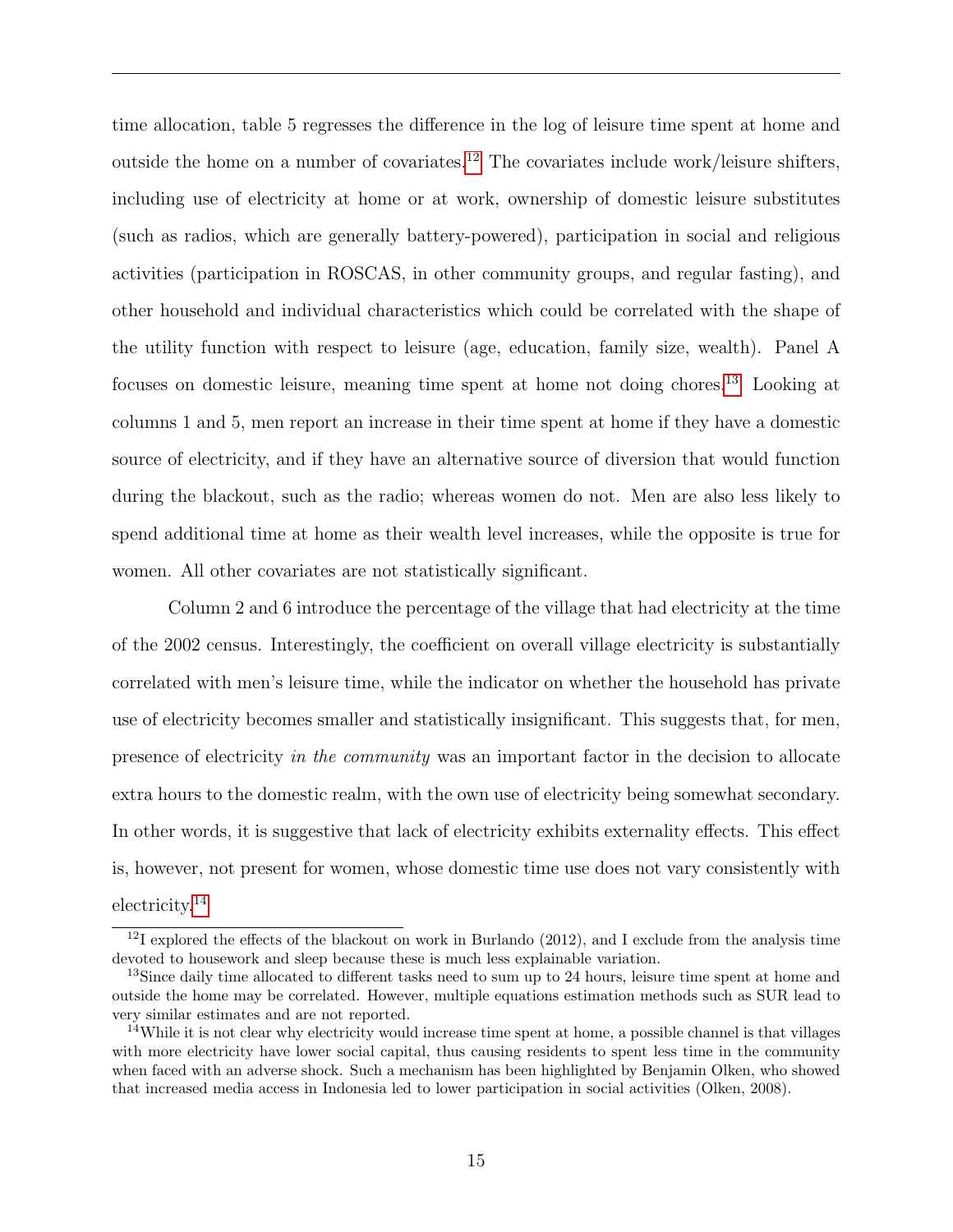time allocation, table 5 regresses the difference in the log of leisure time spent at home and outside the home on a number of covariates.[12] The covariates include work/leisure shifters, including use of electricity at home or at work, ownership of domestic leisure substitutes (such as radios, which are generally battery-powered), participation in social and religious activities (participation in ROSCAS, in other community groups, and regular fasting), and other household and individual characteristics which could be correlated with the shape of the utility function with respect to leisure (age, education, family size, wealth). Panel A focuses on domestic leisure, meaning time spent at home not doing chores.[13] Looking at columns 1 and 5, men report an increase in their time spent at home if they have a domestic source of electricity, and if they have an alternative source of diversion that would function during the blackout, such as the radio; whereas women do not. Men are also less likely to spend additional time at home as their wealth level increases, while the opposite is true for women. All other covariates are not statistically significant.

Column 2 and 6 introduce the percentage of the village that had electricity at the time of the 2002 census. Interestingly, the coefficient on overall village electricity is substantially correlated with men's leisure time, while the indicator on whether the household has private use of electricity becomes smaller and statistically insignificant. This suggests that, for men, presence of electricity *in the community* was an important factor in the decision to allocate extra hours to the domestic realm, with the own use of electricity being somewhat secondary. In other words, it is suggestive that lack of electricity exhibits externality effects. This effect is, however, not present for women, whose domestic time use does not vary consistently with electricity.[14]

[12] I explored the effects of the blackout on work in Burlando (2012), and I exclude from the analysis time devoted to housework and sleep because these is much less explainable variation.

[13] Since daily time allocated to different tasks need to sum up to 24 hours, leisure time spent at home and outside the home may be correlated. However, multiple equations estimation methods such as SUR lead to very similar estimates and are not reported.

[14] While it is not clear why electricity would increase time spent at home, a possible channel is that villages with more electricity have lower social capital, thus causing residents to spent less time in the community when faced with an adverse shock. Such a mechanism has been highlighted by Benjamin Olken, who showed that increased media access in Indonesia led to lower participation in social activities (Olken, 2008).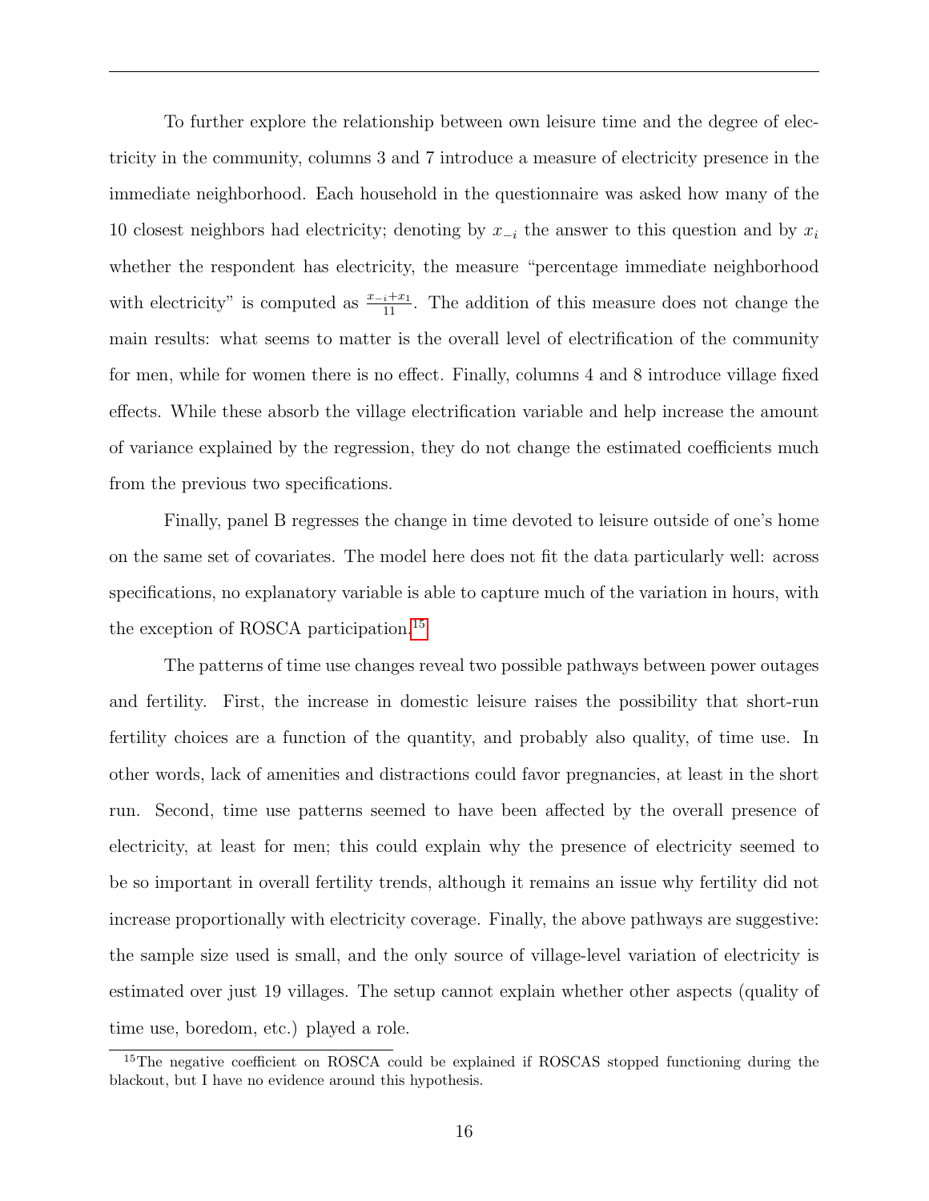To further explore the relationship between own leisure time and the degree of electricity in the community, columns 3 and 7 introduce a measure of electricity presence in the immediate neighborhood. Each household in the questionnaire was asked how many of the 10 closest neighbors had electricity; denoting by $x_{-i}$ the answer to this question and by $x_i$ whether the respondent has electricity, the measure "percentage immediate neighborhood with electricity" is computed as $\frac{x_{-i}+x_1}{11}$. The addition of this measure does not change the main results: what seems to matter is the overall level of electrification of the community for men, while for women there is no effect. Finally, columns 4 and 8 introduce village fixed effects. While these absorb the village electrification variable and help increase the amount of variance explained by the regression, they do not change the estimated coefficients much from the previous two specifications.

Finally, panel B regresses the change in time devoted to leisure outside of one's home on the same set of covariates. The model here does not fit the data particularly well: across specifications, no explanatory variable is able to capture much of the variation in hours, with the exception of ROSCA participation.[15]

The patterns of time use changes reveal two possible pathways between power outages and fertility. First, the increase in domestic leisure raises the possibility that short-run fertility choices are a function of the quantity, and probably also quality, of time use. In other words, lack of amenities and distractions could favor pregnancies, at least in the short run. Second, time use patterns seemed to have been affected by the overall presence of electricity, at least for men; this could explain why the presence of electricity seemed to be so important in overall fertility trends, although it remains an issue why fertility did not increase proportionally with electricity coverage. Finally, the above pathways are suggestive: the sample size used is small, and the only source of village-level variation of electricity is estimated over just 19 villages. The setup cannot explain whether other aspects (quality of time use, boredom, etc.) played a role.

[15]The negative coefficient on ROSCA could be explained if ROSCAS stopped functioning during the blackout, but I have no evidence around this hypothesis.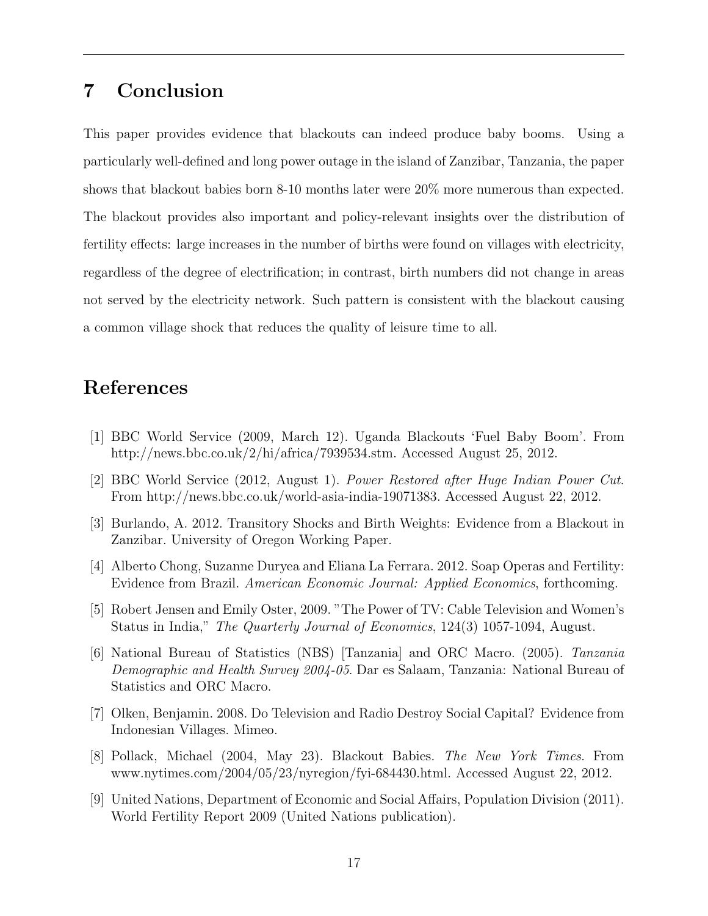# 7 Conclusion

This paper provides evidence that blackouts can indeed produce baby booms. Using a particularly well-defined and long power outage in the island of Zanzibar, Tanzania, the paper shows that blackout babies born 8-10 months later were 20% more numerous than expected. The blackout provides also important and policy-relevant insights over the distribution of fertility effects: large increases in the number of births were found on villages with electricity, regardless of the degree of electrification; in contrast, birth numbers did not change in areas not served by the electricity network. Such pattern is consistent with the blackout causing a common village shock that reduces the quality of leisure time to all.

# References

[1] BBC World Service (2009, March 12). Uganda Blackouts 'Fuel Baby Boom'. From http://news.bbc.co.uk/2/hi/africa/7939534.stm. Accessed August 25, 2012.

[2] BBC World Service (2012, August 1). *Power Restored after Huge Indian Power Cut*. From http://news.bbc.co.uk/world-asia-india-19071383. Accessed August 22, 2012.

[3] Burlando, A. 2012. Transitory Shocks and Birth Weights: Evidence from a Blackout in Zanzibar. University of Oregon Working Paper.

[4] Alberto Chong, Suzanne Duryea and Eliana La Ferrara. 2012. Soap Operas and Fertility: Evidence from Brazil. *American Economic Journal: Applied Economics*, forthcoming.

[5] Robert Jensen and Emily Oster, 2009. "The Power of TV: Cable Television and Women's Status in India," *The Quarterly Journal of Economics*, 124(3) 1057-1094, August.

[6] National Bureau of Statistics (NBS) [Tanzania] and ORC Macro. (2005). *Tanzania Demographic and Health Survey 2004-05*. Dar es Salaam, Tanzania: National Bureau of Statistics and ORC Macro.

[7] Olken, Benjamin. 2008. Do Television and Radio Destroy Social Capital? Evidence from Indonesian Villages. Mimeo.

[8] Pollack, Michael (2004, May 23). Blackout Babies. *The New York Times*. From www.nytimes.com/2004/05/23/nyregion/fyi-684430.html. Accessed August 22, 2012.

[9] United Nations, Department of Economic and Social Affairs, Population Division (2011). World Fertility Report 2009 (United Nations publication).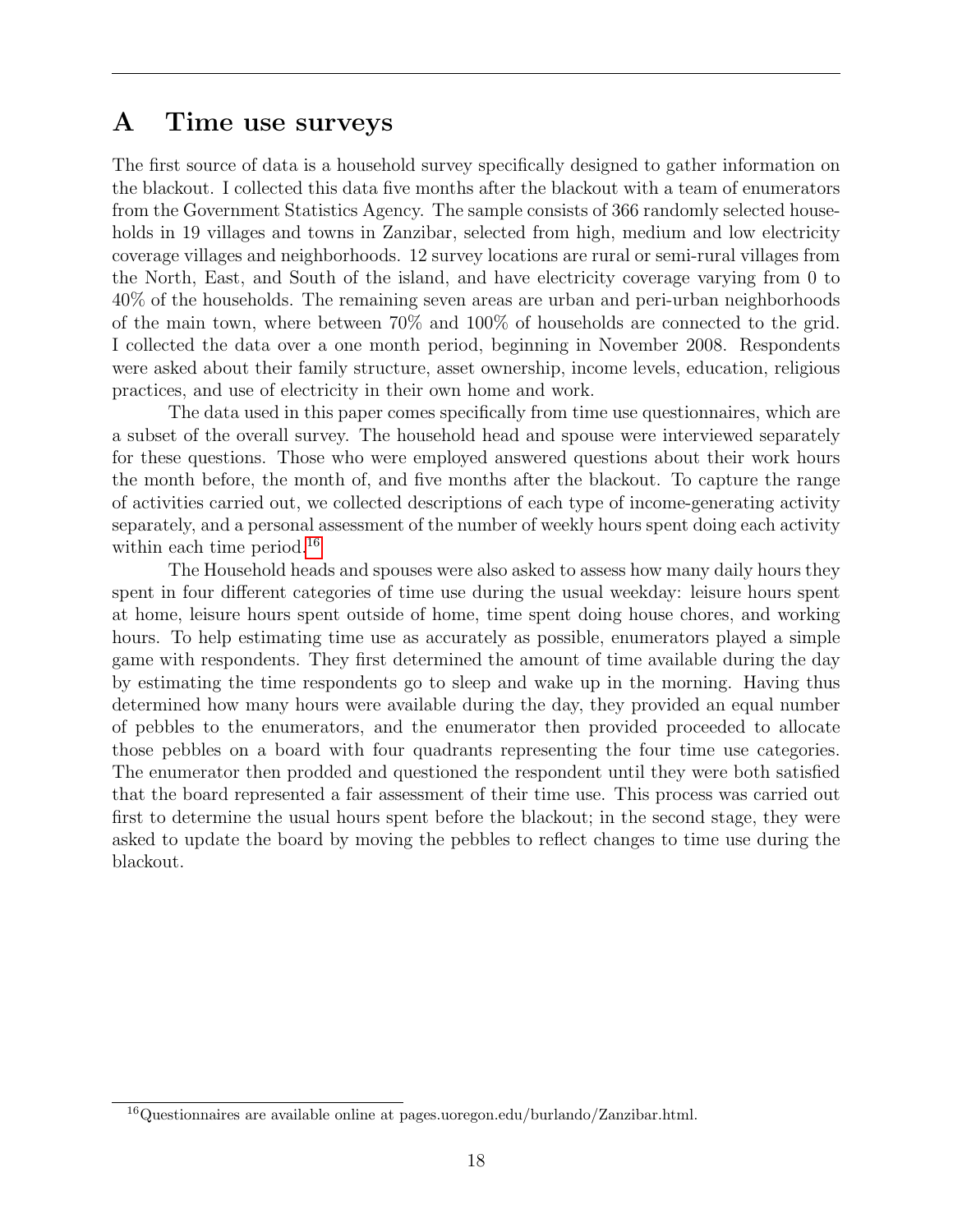# A Time use surveys

The first source of data is a household survey specifically designed to gather information on the blackout. I collected this data five months after the blackout with a team of enumerators from the Government Statistics Agency. The sample consists of 366 randomly selected households in 19 villages and towns in Zanzibar, selected from high, medium and low electricity coverage villages and neighborhoods. 12 survey locations are rural or semi-rural villages from the North, East, and South of the island, and have electricity coverage varying from 0 to 40% of the households. The remaining seven areas are urban and peri-urban neighborhoods of the main town, where between 70% and 100% of households are connected to the grid. I collected the data over a one month period, beginning in November 2008. Respondents were asked about their family structure, asset ownership, income levels, education, religious practices, and use of electricity in their own home and work.

The data used in this paper comes specifically from time use questionnaires, which are a subset of the overall survey. The household head and spouse were interviewed separately for these questions. Those who were employed answered questions about their work hours the month before, the month of, and five months after the blackout. To capture the range of activities carried out, we collected descriptions of each type of income-generating activity separately, and a personal assessment of the number of weekly hours spent doing each activity within each time period.[16]

The Household heads and spouses were also asked to assess how many daily hours they spent in four different categories of time use during the usual weekday: leisure hours spent at home, leisure hours spent outside of home, time spent doing house chores, and working hours. To help estimating time use as accurately as possible, enumerators played a simple game with respondents. They first determined the amount of time available during the day by estimating the time respondents go to sleep and wake up in the morning. Having thus determined how many hours were available during the day, they provided an equal number of pebbles to the enumerators, and the enumerator then provided proceeded to allocate those pebbles on a board with four quadrants representing the four time use categories. The enumerator then prodded and questioned the respondent until they were both satisfied that the board represented a fair assessment of their time use. This process was carried out first to determine the usual hours spent before the blackout; in the second stage, they were asked to update the board by moving the pebbles to reflect changes to time use during the blackout.

[16] Questionnaires are available online at pages.uoregon.edu/burlando/Zanzibar.html.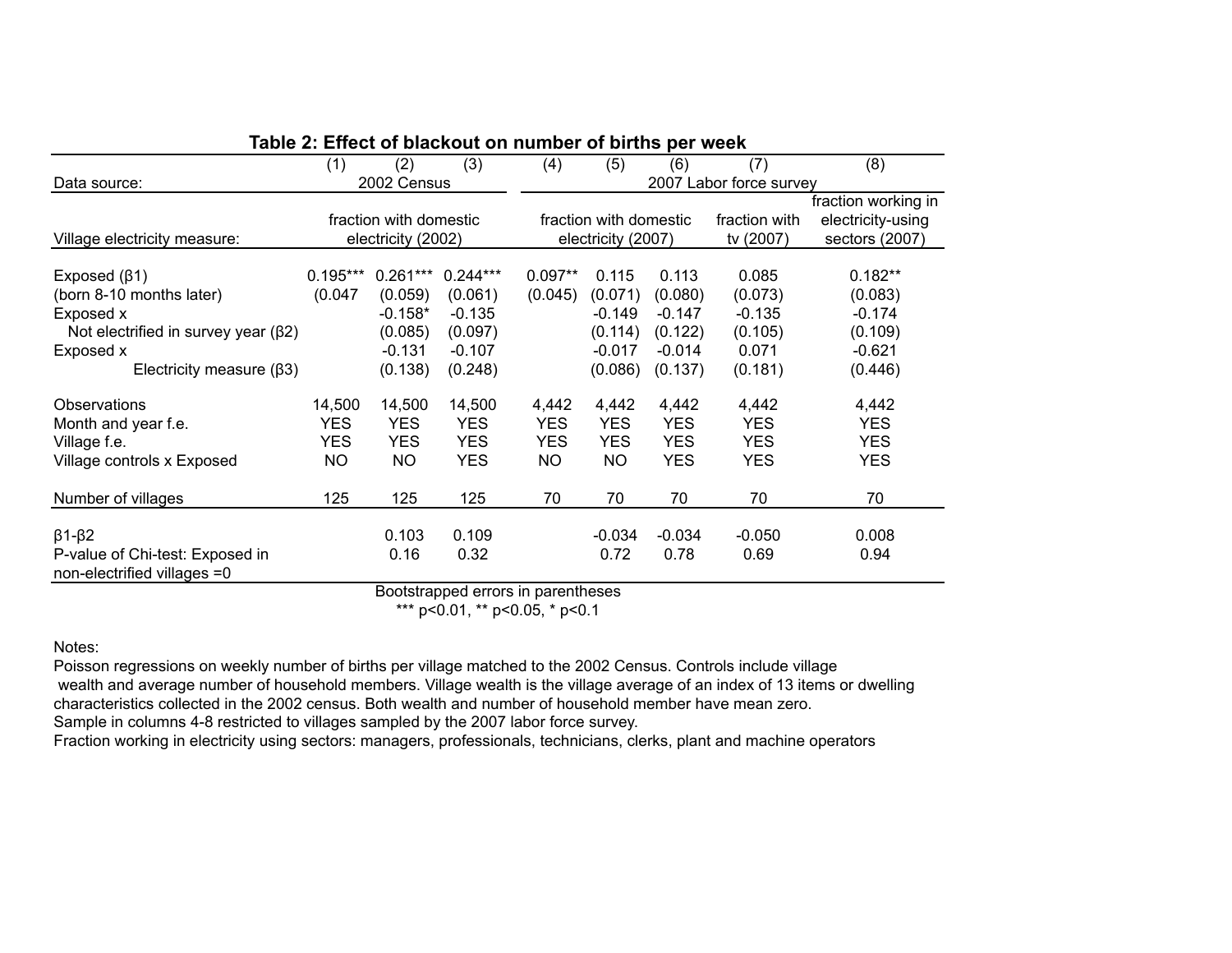**Table 2: Effect of blackout on number of births per week**

| | (1) | (2) | (3) | (4) | (5) | (6) | (7) | (8) |
|---|---|---|---|---|---|---|---|---|
| Data source: | 2002 Census | | | 2007 Labor force survey | | | | |
| Village electricity measure: | fraction with domestic electricity (2002) | | | fraction with domestic electricity (2007) | | | fraction with tv (2007) | fraction working in electricity-using sectors (2007) |
| Exposed (β1) | 0.195*** | 0.261*** | 0.244*** | 0.097** | 0.115 | 0.113 | 0.085 | 0.182** |
| (born 8-10 months later) | (0.047 | (0.059) | (0.061) | (0.045) | (0.071) | (0.080) | (0.073) | (0.083) |
| Exposed x | | -0.158* | -0.135 | | -0.149 | -0.147 | -0.135 | -0.174 |
| Not electrified in survey year (β2) | | (0.085) | (0.097) | | (0.114) | (0.122) | (0.105) | (0.109) |
| Exposed x | | -0.131 | -0.107 | | -0.017 | -0.014 | 0.071 | -0.621 |
| Electricity measure (β3) | | (0.138) | (0.248) | | (0.086) | (0.137) | (0.181) | (0.446) |
| Observations | 14,500 | 14,500 | 14,500 | 4,442 | 4,442 | 4,442 | 4,442 | 4,442 |
| Month and year f.e. | YES | YES | YES | YES | YES | YES | YES | YES |
| Village f.e. | YES | YES | YES | YES | YES | YES | YES | YES |
| Village controls x Exposed | NO | NO | YES | NO | NO | YES | YES | YES |
| Number of villages | 125 | 125 | 125 | 70 | 70 | 70 | 70 | 70 |
| β1-β2 | | 0.103 | 0.109 | | -0.034 | -0.034 | -0.050 | 0.008 |
| P-value of Chi-test: Exposed in non-electrified villages =0 | | 0.16 | 0.32 | | 0.72 | 0.78 | 0.69 | 0.94 |

Bootstrapped errors in parentheses

*** p<0.01, ** p<0.05, * p<0.1

Notes:

Poisson regressions on weekly number of births per village matched to the 2002 Census. Controls include village wealth and average number of household members. Village wealth is the village average of an index of 13 items or dwelling characteristics collected in the 2002 census. Both wealth and number of household member have mean zero.

Sample in columns 4-8 restricted to villages sampled by the 2007 labor force survey.

Fraction working in electricity using sectors: managers, professionals, technicians, clerks, plant and machine operators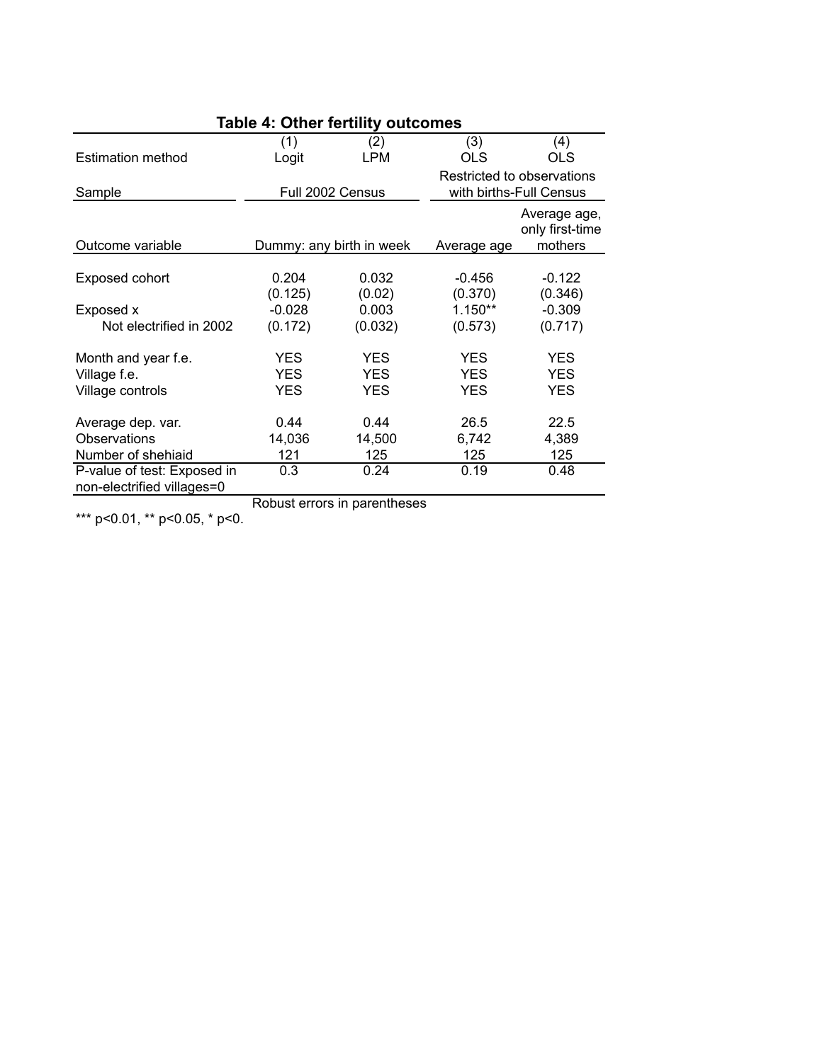### Table 4: Other fertility outcomes

| | (1) | (2) | (3) | (4) |
|---|---|---|---|---|
| Estimation method | Logit | LPM | OLS | OLS |
| Sample | Full 2002 Census | | Restricted to observations with births-Full Census | |
| Outcome variable | Dummy: any birth in week | | Average age | Average age, only first-time mothers |
| Exposed cohort | 0.204 | 0.032 | -0.456 | -0.122 |
| | (0.125) | (0.02) | (0.370) | (0.346) |
| Exposed x Not electrified in 2002 | -0.028 | 0.003 | 1.150** | -0.309 |
| | (0.172) | (0.032) | (0.573) | (0.717) |
| Month and year f.e. | YES | YES | YES | YES |
| Village f.e. | YES | YES | YES | YES |
| Village controls | YES | YES | YES | YES |
| Average dep. var. | 0.44 | 0.44 | 26.5 | 22.5 |
| Observations | 14,036 | 14,500 | 6,742 | 4,389 |
| Number of shehiaid | 121 | 125 | 125 | 125 |
| P-value of test: Exposed in non-electrified villages=0 | 0.3 | 0.24 | 0.19 | 0.48 |

Robust errors in parentheses

*** p<0.01, ** p<0.05, * p<0.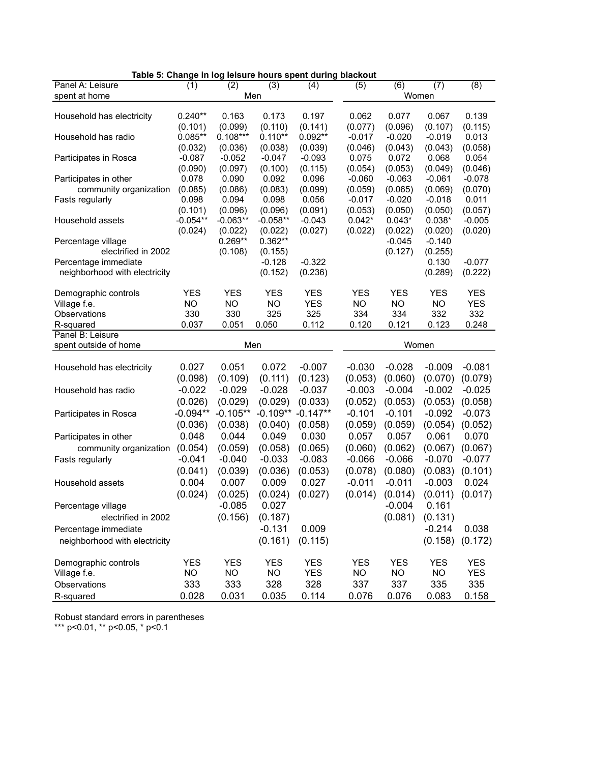**Table 5: Change in log leisure hours spent during blackout**

| Panel A: Leisure spent at home | (1) | (2) | (3) | (4) | (5) | (6) | (7) | (8) |
|---|---|---|---|---|---|---|---|---|
| | Men | | | | Women | | | |
| Household has electricity | 0.240** | 0.163 | 0.173 | 0.197 | 0.062 | 0.077 | 0.067 | 0.139 |
| | (0.101) | (0.099) | (0.110) | (0.141) | (0.077) | (0.096) | (0.107) | (0.115) |
| Household has radio | 0.085** | 0.108*** | 0.110** | 0.092** | -0.017 | -0.020 | -0.019 | 0.013 |
| | (0.032) | (0.036) | (0.038) | (0.039) | (0.046) | (0.043) | (0.043) | (0.058) |
| Participates in Rosca | -0.087 | -0.052 | -0.047 | -0.093 | 0.075 | 0.072 | 0.068 | 0.054 |
| | (0.090) | (0.097) | (0.100) | (0.115) | (0.054) | (0.053) | (0.049) | (0.046) |
| Participates in other community organization | 0.078 | 0.090 | 0.092 | 0.096 | -0.060 | -0.063 | -0.061 | -0.078 |
| | (0.085) | (0.086) | (0.083) | (0.099) | (0.059) | (0.065) | (0.069) | (0.070) |
| Fasts regularly | 0.098 | 0.094 | 0.098 | 0.056 | -0.017 | -0.020 | -0.018 | 0.011 |
| | (0.101) | (0.096) | (0.096) | (0.091) | (0.053) | (0.050) | (0.050) | (0.057) |
| Household assets | -0.054** | -0.063** | -0.058** | -0.043 | 0.042* | 0.043* | 0.038* | -0.005 |
| | (0.024) | (0.022) | (0.022) | (0.027) | (0.022) | (0.022) | (0.020) | (0.020) |
| Percentage village electrified in 2002 | | 0.269** | 0.362** | | | -0.045 | -0.140 | |
| | | (0.108) | (0.155) | | | (0.127) | (0.255) | |
| Percentage immediate neighborhood with electricity | | | -0.128 | -0.322 | | | 0.130 | -0.077 |
| | | | (0.152) | (0.236) | | | (0.289) | (0.222) |
| Demographic controls | YES | YES | YES | YES | YES | YES | YES | YES |
| Village f.e. | NO | NO | NO | YES | NO | NO | NO | YES |
| Observations | 330 | 330 | 325 | 325 | 334 | 334 | 332 | 332 |
| R-squared | 0.037 | 0.051 | 0.050 | 0.112 | 0.120 | 0.121 | 0.123 | 0.248 |
| **Panel B: Leisure spent outside of home** | Men | | | | Women | | | |
| Household has electricity | 0.027 | 0.051 | 0.072 | -0.007 | -0.030 | -0.028 | -0.009 | -0.081 |
| | (0.098) | (0.109) | (0.111) | (0.123) | (0.053) | (0.060) | (0.070) | (0.079) |
| Household has radio | -0.022 | -0.029 | -0.028 | -0.037 | -0.003 | -0.004 | -0.002 | -0.025 |
| | (0.026) | (0.029) | (0.029) | (0.033) | (0.052) | (0.053) | (0.053) | (0.058) |
| Participates in Rosca | -0.094** | -0.105** | -0.109** | -0.147** | -0.101 | -0.101 | -0.092 | -0.073 |
| | (0.036) | (0.038) | (0.040) | (0.058) | (0.059) | (0.059) | (0.054) | (0.052) |
| Participates in other community organization | 0.048 | 0.044 | 0.049 | 0.030 | 0.057 | 0.057 | 0.061 | 0.070 |
| | (0.054) | (0.059) | (0.058) | (0.065) | (0.060) | (0.062) | (0.067) | (0.067) |
| Fasts regularly | -0.041 | -0.040 | -0.033 | -0.083 | -0.066 | -0.066 | -0.070 | -0.077 |
| | (0.041) | (0.039) | (0.036) | (0.053) | (0.078) | (0.080) | (0.083) | (0.101) |
| Household assets | 0.004 | 0.007 | 0.009 | 0.027 | -0.011 | -0.011 | -0.003 | 0.024 |
| | (0.024) | (0.025) | (0.024) | (0.027) | (0.014) | (0.014) | (0.011) | (0.017) |
| Percentage village electrified in 2002 | | -0.085 | 0.027 | | | -0.004 | 0.161 | |
| | | (0.156) | (0.187) | | | (0.081) | (0.131) | |
| Percentage immediate neighborhood with electricity | | | -0.131 | 0.009 | | | -0.214 | 0.038 |
| | | | (0.161) | (0.115) | | | (0.158) | (0.172) |
| Demographic controls | YES | YES | YES | YES | YES | YES | YES | YES |
| Village f.e. | NO | NO | NO | YES | NO | NO | NO | YES |
| Observations | 333 | 333 | 328 | 328 | 337 | 337 | 335 | 335 |
| R-squared | 0.028 | 0.031 | 0.035 | 0.114 | 0.076 | 0.076 | 0.083 | 0.158 |

Robust standard errors in parentheses
*** p<0.01, ** p<0.05, * p<0.1